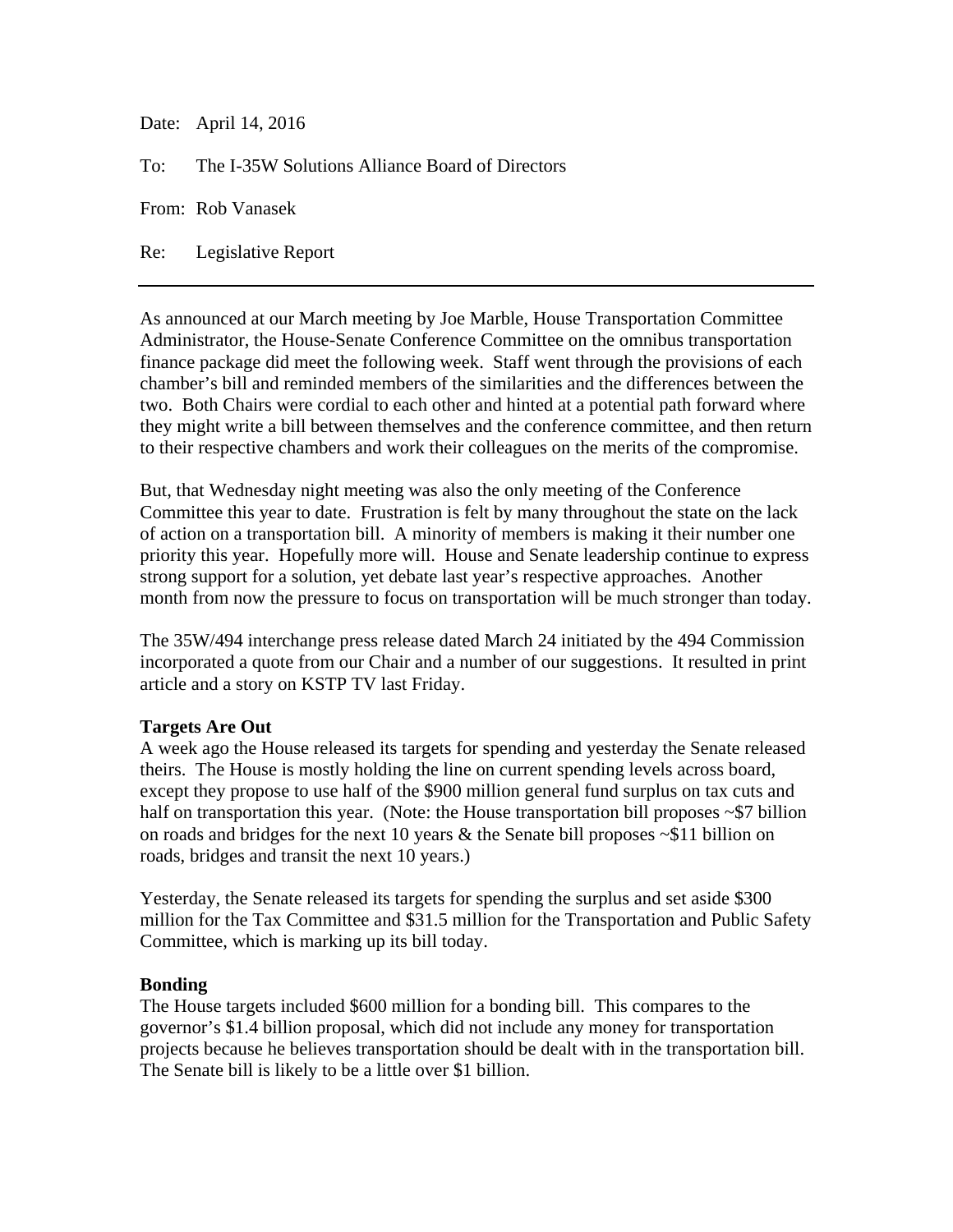Date: April 14, 2016

To: The I-35W Solutions Alliance Board of Directors

From: Rob Vanasek

Re: Legislative Report

---

As announced at our March meeting by Joe Marble, House Transportation Committee Administrator, the House-Senate Conference Committee on the omnibus transportation finance package did meet the following week. Staff went through the provisions of each chamber's bill and reminded members of the similarities and the differences between the two. Both Chairs were cordial to each other and hinted at a potential path forward where they might write a bill between themselves and the conference committee, and then return to their respective chambers and work their colleagues on the merits of the compromise.

But, that Wednesday night meeting was also the only meeting of the Conference Committee this year to date. Frustration is felt by many throughout the state on the lack of action on a transportation bill. A minority of members is making it their number one priority this year. Hopefully more will. House and Senate leadership continue to express strong support for a solution, yet debate last year's respective approaches. Another month from now the pressure to focus on transportation will be much stronger than today.

The 35W/494 interchange press release dated March 24 initiated by the 494 Commission incorporated a quote from our Chair and a number of our suggestions. It resulted in print article and a story on KSTP TV last Friday.

**Targets Are Out**

A week ago the House released its targets for spending and yesterday the Senate released theirs. The House is mostly holding the line on current spending levels across board, except they propose to use half of the $900 million general fund surplus on tax cuts and half on transportation this year. (Note: the House transportation bill proposes ~$7 billion on roads and bridges for the next 10 years & the Senate bill proposes ~$11 billion on roads, bridges and transit the next 10 years.)

Yesterday, the Senate released its targets for spending the surplus and set aside $300 million for the Tax Committee and $31.5 million for the Transportation and Public Safety Committee, which is marking up its bill today.

**Bonding**

The House targets included $600 million for a bonding bill. This compares to the governor's $1.4 billion proposal, which did not include any money for transportation projects because he believes transportation should be dealt with in the transportation bill. The Senate bill is likely to be a little over $1 billion.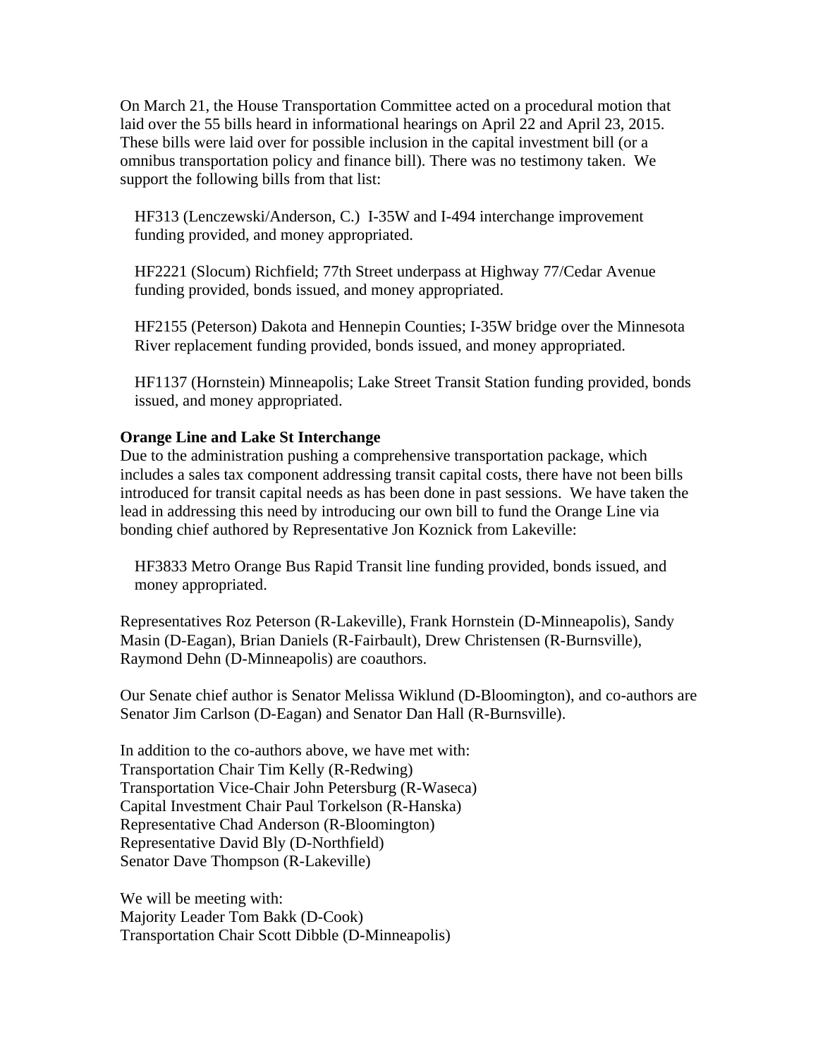On March 21, the House Transportation Committee acted on a procedural motion that laid over the 55 bills heard in informational hearings on April 22 and April 23, 2015. These bills were laid over for possible inclusion in the capital investment bill (or a omnibus transportation policy and finance bill). There was no testimony taken. We support the following bills from that list:

HF313 (Lenczewski/Anderson, C.) I-35W and I-494 interchange improvement funding provided, and money appropriated.

HF2221 (Slocum) Richfield; 77th Street underpass at Highway 77/Cedar Avenue funding provided, bonds issued, and money appropriated.

HF2155 (Peterson) Dakota and Hennepin Counties; I-35W bridge over the Minnesota River replacement funding provided, bonds issued, and money appropriated.

HF1137 (Hornstein) Minneapolis; Lake Street Transit Station funding provided, bonds issued, and money appropriated.

**Orange Line and Lake St Interchange**

Due to the administration pushing a comprehensive transportation package, which includes a sales tax component addressing transit capital costs, there have not been bills introduced for transit capital needs as has been done in past sessions. We have taken the lead in addressing this need by introducing our own bill to fund the Orange Line via bonding chief authored by Representative Jon Koznick from Lakeville:

HF3833 Metro Orange Bus Rapid Transit line funding provided, bonds issued, and money appropriated.

Representatives Roz Peterson (R-Lakeville), Frank Hornstein (D-Minneapolis), Sandy Masin (D-Eagan), Brian Daniels (R-Fairbault), Drew Christensen (R-Burnsville), Raymond Dehn (D-Minneapolis) are coauthors.

Our Senate chief author is Senator Melissa Wiklund (D-Bloomington), and co-authors are Senator Jim Carlson (D-Eagan) and Senator Dan Hall (R-Burnsville).

In addition to the co-authors above, we have met with:
Transportation Chair Tim Kelly (R-Redwing)
Transportation Vice-Chair John Petersburg (R-Waseca)
Capital Investment Chair Paul Torkelson (R-Hanska)
Representative Chad Anderson (R-Bloomington)
Representative David Bly (D-Northfield)
Senator Dave Thompson (R-Lakeville)

We will be meeting with:
Majority Leader Tom Bakk (D-Cook)
Transportation Chair Scott Dibble (D-Minneapolis)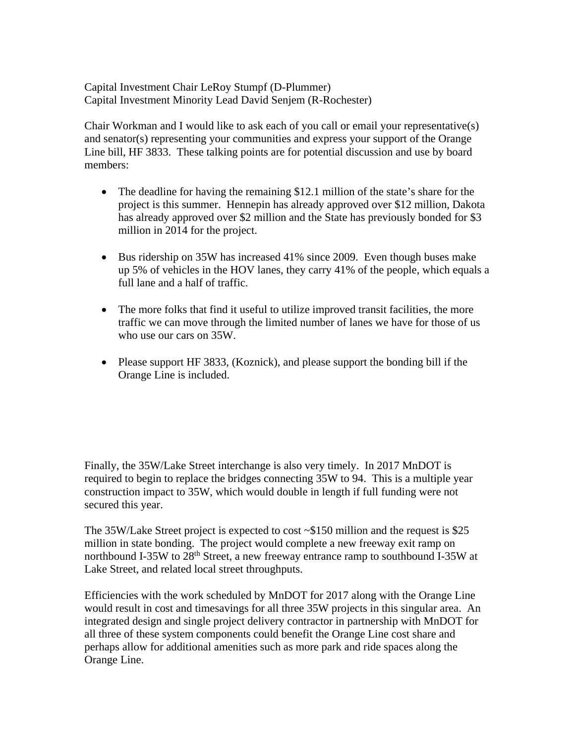Capital Investment Chair LeRoy Stumpf (D-Plummer)
Capital Investment Minority Lead David Senjem (R-Rochester)

Chair Workman and I would like to ask each of you call or email your representative(s) and senator(s) representing your communities and express your support of the Orange Line bill, HF 3833. These talking points are for potential discussion and use by board members:

- The deadline for having the remaining $12.1 million of the state's share for the project is this summer. Hennepin has already approved over $12 million, Dakota has already approved over $2 million and the State has previously bonded for $3 million in 2014 for the project.

- Bus ridership on 35W has increased 41% since 2009. Even though buses make up 5% of vehicles in the HOV lanes, they carry 41% of the people, which equals a full lane and a half of traffic.

- The more folks that find it useful to utilize improved transit facilities, the more traffic we can move through the limited number of lanes we have for those of us who use our cars on 35W.

- Please support HF 3833, (Koznick), and please support the bonding bill if the Orange Line is included.

Finally, the 35W/Lake Street interchange is also very timely. In 2017 MnDOT is required to begin to replace the bridges connecting 35W to 94. This is a multiple year construction impact to 35W, which would double in length if full funding were not secured this year.

The 35W/Lake Street project is expected to cost ~$150 million and the request is $25 million in state bonding. The project would complete a new freeway exit ramp on northbound I-35W to 28th Street, a new freeway entrance ramp to southbound I-35W at Lake Street, and related local street throughputs.

Efficiencies with the work scheduled by MnDOT for 2017 along with the Orange Line would result in cost and timesavings for all three 35W projects in this singular area. An integrated design and single project delivery contractor in partnership with MnDOT for all three of these system components could benefit the Orange Line cost share and perhaps allow for additional amenities such as more park and ride spaces along the Orange Line.